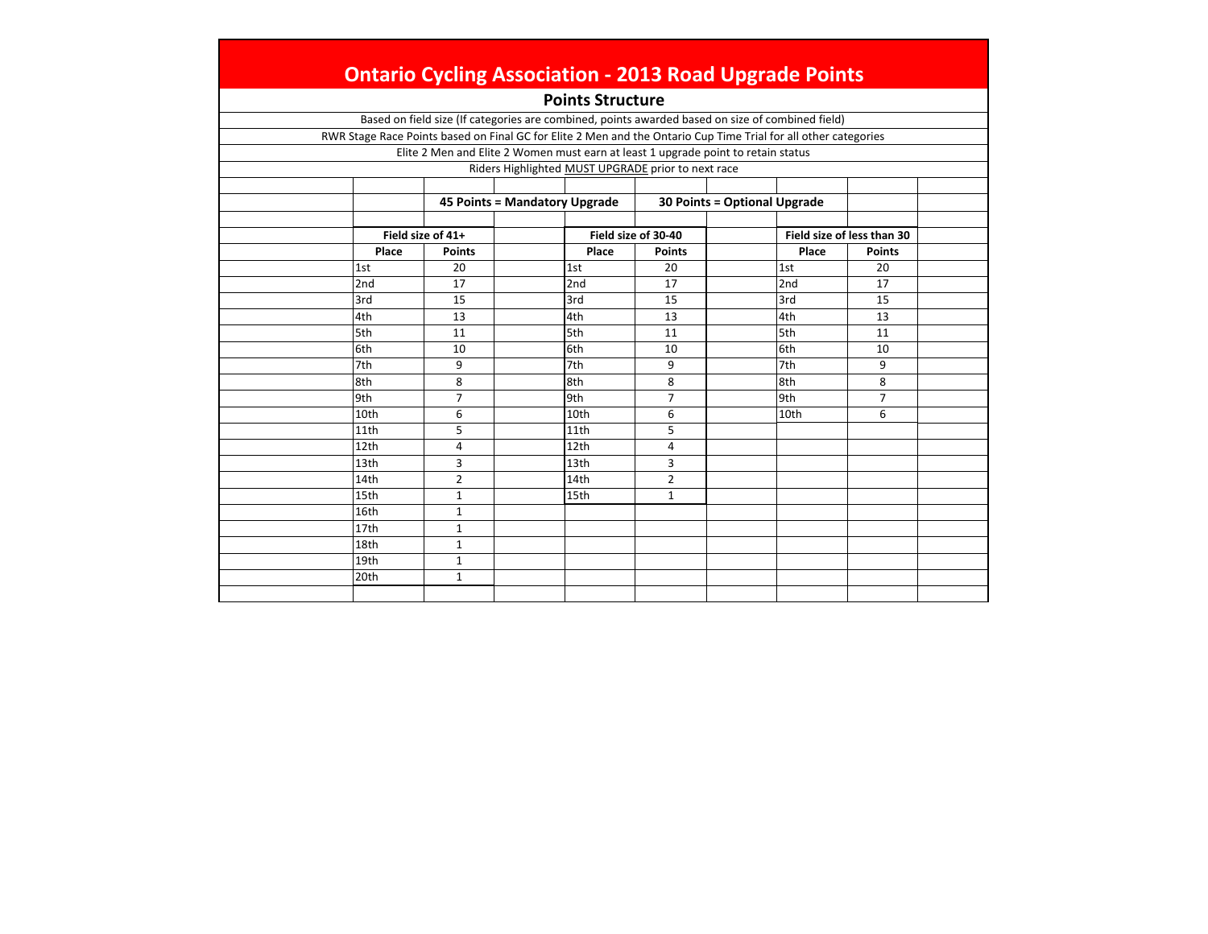# Ontario Cycling Association - 2013 Road Upgrade Points

## Points Structure

Based on field size (If categories are combined, points awarded based on size of combined field)

RWR Stage Race Points based on Final GC for Elite 2 Men and the Ontario Cup Time Trial for all other categories

Elite 2 Men and Elite 2 Women must earn at least 1 upgrade point to retain status

Riders Highlighted MUST UPGRADE prior to next race

**45 Points = Mandatory Upgrade** **30 Points = Optional Upgrade**

| Field size of 41+ | | Field size of 30-40 | | Field size of less than 30 | |
|---|---|---|---|---|---|
| **Place** | **Points** | **Place** | **Points** | **Place** | **Points** |
| 1st | 20 | 1st | 20 | 1st | 20 |
| 2nd | 17 | 2nd | 17 | 2nd | 17 |
| 3rd | 15 | 3rd | 15 | 3rd | 15 |
| 4th | 13 | 4th | 13 | 4th | 13 |
| 5th | 11 | 5th | 11 | 5th | 11 |
| 6th | 10 | 6th | 10 | 6th | 10 |
| 7th | 9 | 7th | 9 | 7th | 9 |
| 8th | 8 | 8th | 8 | 8th | 8 |
| 9th | 7 | 9th | 7 | 9th | 7 |
| 10th | 6 | 10th | 6 | 10th | 6 |
| 11th | 5 | 11th | 5 | | |
| 12th | 4 | 12th | 4 | | |
| 13th | 3 | 13th | 3 | | |
| 14th | 2 | 14th | 2 | | |
| 15th | 1 | 15th | 1 | | |
| 16th | 1 | | | | |
| 17th | 1 | | | | |
| 18th | 1 | | | | |
| 19th | 1 | | | | |
| 20th | 1 | | | | |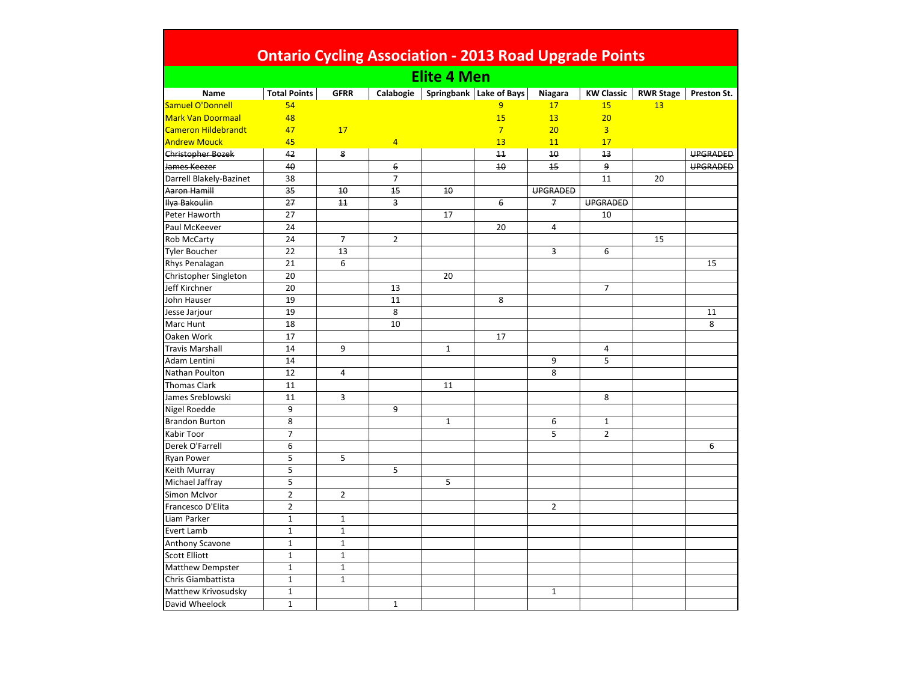# Ontario Cycling Association - 2013 Road Upgrade Points

## Elite 4 Men

| Name | Total Points | GFRR | Calabogie | Springbank | Lake of Bays | Niagara | KW Classic | RWR Stage | Preston St. |
|---|---|---|---|---|---|---|---|---|---|
| Samuel O'Donnell | 54 | | | | 9 | 17 | 15 | 13 | |
| Mark Van Doormaal | 48 | | | | 15 | 13 | 20 | | |
| Cameron Hildebrandt | 47 | 17 | | | 7 | 20 | 3 | | |
| Andrew Mouck | 45 | | 4 | | 13 | 11 | 17 | | |
| ~~Christopher Bozek~~ | ~~42~~ | ~~8~~ | | | ~~11~~ | ~~10~~ | ~~13~~ | | ~~UPGRADED~~ |
| ~~James Keezer~~ | ~~40~~ | | ~~6~~ | | ~~10~~ | ~~15~~ | ~~9~~ | | ~~UPGRADED~~ |
| Darrell Blakely-Bazinet | 38 | | 7 | | | | 11 | 20 | |
| ~~Aaron Hamill~~ | ~~35~~ | ~~10~~ | ~~15~~ | ~~10~~ | | ~~UPGRADED~~ | | | |
| ~~Ilya Bakoulin~~ | ~~27~~ | ~~11~~ | ~~3~~ | | ~~6~~ | ~~7~~ | ~~UPGRADED~~ | | |
| Peter Haworth | 27 | | | 17 | | | 10 | | |
| Paul McKeever | 24 | | | | 20 | 4 | | | |
| Rob McCarty | 24 | 7 | 2 | | | | | 15 | |
| Tyler Boucher | 22 | 13 | | | | 3 | 6 | | |
| Rhys Penalagan | 21 | 6 | | | | | | | 15 |
| Christopher Singleton | 20 | | | 20 | | | | | |
| Jeff Kirchner | 20 | | 13 | | | | 7 | | |
| John Hauser | 19 | | 11 | | 8 | | | | |
| Jesse Jarjour | 19 | | 8 | | | | | | 11 |
| Marc Hunt | 18 | | 10 | | | | | | 8 |
| Oaken Work | 17 | | | | 17 | | | | |
| Travis Marshall | 14 | 9 | | 1 | | | 4 | | |
| Adam Lentini | 14 | | | | | 9 | 5 | | |
| Nathan Poulton | 12 | 4 | | | | 8 | | | |
| Thomas Clark | 11 | | | 11 | | | | | |
| James Sreblowski | 11 | 3 | | | | | 8 | | |
| Nigel Roedde | 9 | | 9 | | | | | | |
| Brandon Burton | 8 | | | 1 | | 6 | 1 | | |
| Kabir Toor | 7 | | | | | 5 | 2 | | |
| Derek O'Farrell | 6 | | | | | | | | 6 |
| Ryan Power | 5 | 5 | | | | | | | |
| Keith Murray | 5 | | 5 | | | | | | |
| Michael Jaffray | 5 | | | 5 | | | | | |
| Simon McIvor | 2 | 2 | | | | | | | |
| Francesco D'Elita | 2 | | | | | 2 | | | |
| Liam Parker | 1 | 1 | | | | | | | |
| Evert Lamb | 1 | 1 | | | | | | | |
| Anthony Scavone | 1 | 1 | | | | | | | |
| Scott Elliott | 1 | 1 | | | | | | | |
| Matthew Dempster | 1 | 1 | | | | | | | |
| Chris Giambattista | 1 | 1 | | | | | | | |
| Matthew Krivosudsky | 1 | | | | | 1 | | | |
| David Wheelock | 1 | | 1 | | | | | | |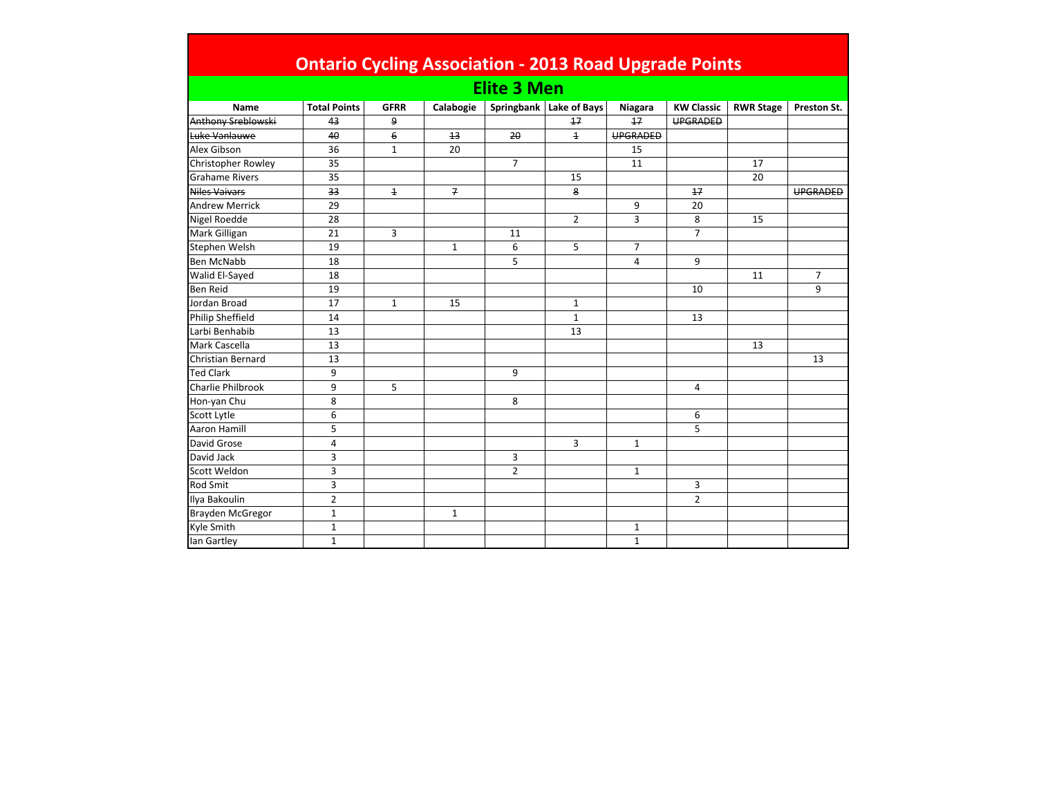# Ontario Cycling Association - 2013 Road Upgrade Points

## Elite 3 Men

| Name | Total Points | GFRR | Calabogie | Springbank | Lake of Bays | Niagara | KW Classic | RWR Stage | Preston St. |
|---|---|---|---|---|---|---|---|---|---|
| ~~Anthony Sreblowski~~ | ~~43~~ | ~~9~~ | | | ~~17~~ | ~~17~~ | ~~UPGRADED~~ | | |
| ~~Luke Vanlauwe~~ | ~~40~~ | ~~6~~ | ~~13~~ | ~~20~~ | ~~1~~ | ~~UPGRADED~~ | | | |
| Alex Gibson | 36 | 1 | 20 | | | 15 | | | |
| Christopher Rowley | 35 | | | 7 | | 11 | | 17 | |
| Grahame Rivers | 35 | | | | 15 | | | 20 | |
| ~~Niles Vaivars~~ | ~~33~~ | ~~1~~ | ~~7~~ | | ~~8~~ | | ~~17~~ | | ~~UPGRADED~~ |
| Andrew Merrick | 29 | | | | | 9 | 20 | | |
| Nigel Roedde | 28 | | | | 2 | 3 | 8 | 15 | |
| Mark Gilligan | 21 | 3 | | 11 | | | 7 | | |
| Stephen Welsh | 19 | | 1 | 6 | 5 | 7 | | | |
| Ben McNabb | 18 | | | 5 | | 4 | 9 | | |
| Walid El-Sayed | 18 | | | | | | | 11 | 7 |
| Ben Reid | 19 | | | | | | 10 | | 9 |
| Jordan Broad | 17 | 1 | 15 | | 1 | | | | |
| Philip Sheffield | 14 | | | | 1 | | 13 | | |
| Larbi Benhabib | 13 | | | | 13 | | | | |
| Mark Cascella | 13 | | | | | | | 13 | |
| Christian Bernard | 13 | | | | | | | | 13 |
| Ted Clark | 9 | | | 9 | | | | | |
| Charlie Philbrook | 9 | 5 | | | | | 4 | | |
| Hon-yan Chu | 8 | | | 8 | | | | | |
| Scott Lytle | 6 | | | | | | 6 | | |
| Aaron Hamill | 5 | | | | | | 5 | | |
| David Grose | 4 | | | | 3 | 1 | | | |
| David Jack | 3 | | | 3 | | | | | |
| Scott Weldon | 3 | | | 2 | | 1 | | | |
| Rod Smit | 3 | | | | | | 3 | | |
| Ilya Bakoulin | 2 | | | | | | 2 | | |
| Brayden McGregor | 1 | | 1 | | | | | | |
| Kyle Smith | 1 | | | | | 1 | | | |
| Ian Gartley | 1 | | | | | 1 | | | |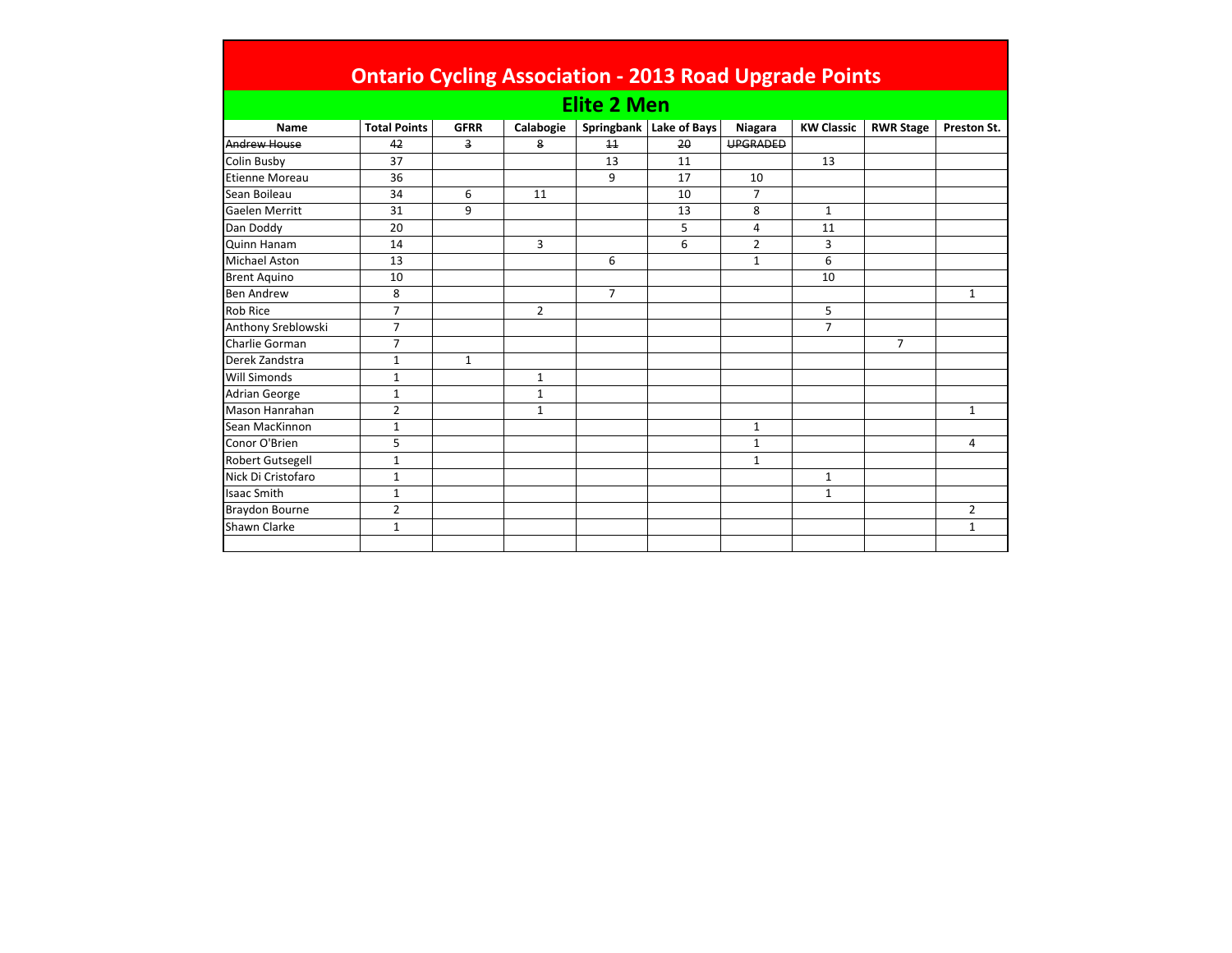# Ontario Cycling Association - 2013 Road Upgrade Points

## Elite 2 Men

| Name | Total Points | GFRR | Calabogie | Springbank | Lake of Bays | Niagara | KW Classic | RWR Stage | Preston St. |
|---|---|---|---|---|---|---|---|---|---|
| ~~Andrew House~~ | ~~42~~ | ~~3~~ | ~~8~~ | ~~11~~ | ~~20~~ | ~~UPGRADED~~ | | | |
| Colin Busby | 37 | | | 13 | 11 | | 13 | | |
| Etienne Moreau | 36 | | | 9 | 17 | 10 | | | |
| Sean Boileau | 34 | 6 | 11 | | 10 | 7 | | | |
| Gaelen Merritt | 31 | 9 | | | 13 | 8 | 1 | | |
| Dan Doddy | 20 | | | | 5 | 4 | 11 | | |
| Quinn Hanam | 14 | | 3 | | 6 | 2 | 3 | | |
| Michael Aston | 13 | | | 6 | | 1 | 6 | | |
| Brent Aquino | 10 | | | | | | 10 | | |
| Ben Andrew | 8 | | | 7 | | | | | 1 |
| Rob Rice | 7 | | 2 | | | | 5 | | |
| Anthony Sreblowski | 7 | | | | | | 7 | | |
| Charlie Gorman | 7 | | | | | | | 7 | |
| Derek Zandstra | 1 | 1 | | | | | | | |
| Will Simonds | 1 | | 1 | | | | | | |
| Adrian George | 1 | | 1 | | | | | | |
| Mason Hanrahan | 2 | | 1 | | | | | | 1 |
| Sean MacKinnon | 1 | | | | | 1 | | | |
| Conor O'Brien | 5 | | | | | 1 | | | 4 |
| Robert Gutsegell | 1 | | | | | 1 | | | |
| Nick Di Cristofaro | 1 | | | | | | 1 | | |
| Isaac Smith | 1 | | | | | | 1 | | |
| Braydon Bourne | 2 | | | | | | | | 2 |
| Shawn Clarke | 1 | | | | | | | | 1 |
| | | | | | | | | | |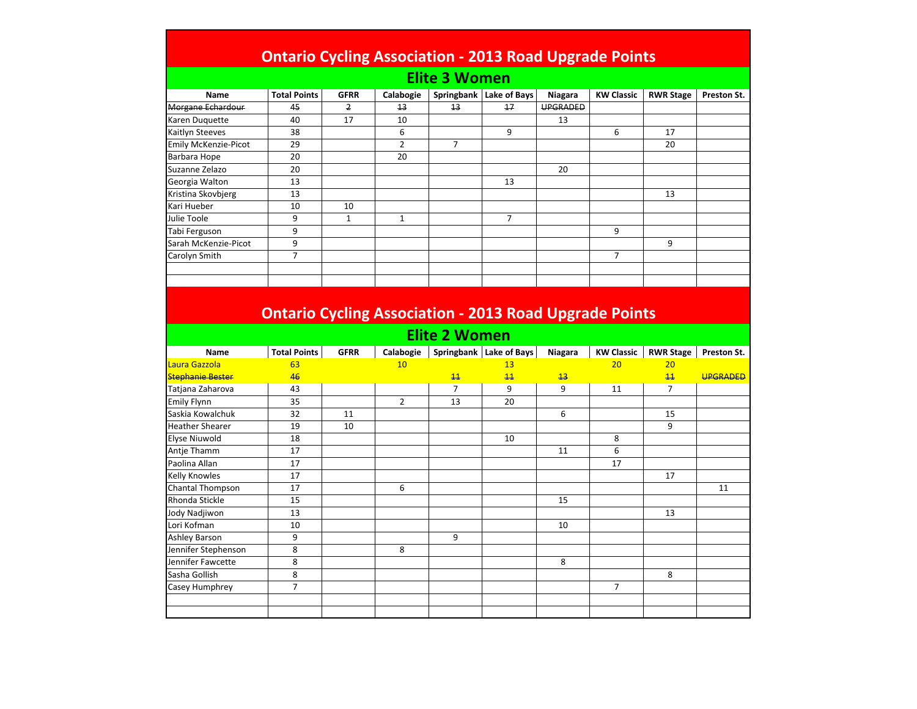# Ontario Cycling Association - 2013 Road Upgrade Points

## Elite 3 Women

| Name | Total Points | GFRR | Calabogie | Springbank | Lake of Bays | Niagara | KW Classic | RWR Stage | Preston St. |
|---|---|---|---|---|---|---|---|---|---|
| ~~Morgane Echardour~~ | ~~45~~ | ~~2~~ | ~~13~~ | ~~13~~ | ~~17~~ | ~~UPGRADED~~ | | | |
| Karen Duquette | 40 | 17 | 10 | | | 13 | | | |
| Kaitlyn Steeves | 38 | | 6 | | 9 | | 6 | 17 | |
| Emily McKenzie-Picot | 29 | | 2 | 7 | | | | 20 | |
| Barbara Hope | 20 | | 20 | | | | | | |
| Suzanne Zelazo | 20 | | | | | 20 | | | |
| Georgia Walton | 13 | | | | 13 | | | | |
| Kristina Skovbjerg | 13 | | | | | | | 13 | |
| Kari Hueber | 10 | 10 | | | | | | | |
| Julie Toole | 9 | 1 | 1 | | 7 | | | | |
| Tabi Ferguson | 9 | | | | | | 9 | | |
| Sarah McKenzie-Picot | 9 | | | | | | | 9 | |
| Carolyn Smith | 7 | | | | | | 7 | | |
| | | | | | | | | | |
| | | | | | | | | | |

# Ontario Cycling Association - 2013 Road Upgrade Points

## Elite 2 Women

| Name | Total Points | GFRR | Calabogie | Springbank | Lake of Bays | Niagara | KW Classic | RWR Stage | Preston St. |
|---|---|---|---|---|---|---|---|---|---|
| Laura Gazzola | 63 | | 10 | | 13 | | 20 | 20 | |
| ~~Stephanie Bester~~ | ~~46~~ | | | ~~11~~ | ~~11~~ | ~~13~~ | | ~~11~~ | ~~UPGRADED~~ |
| Tatjana Zaharova | 43 | | | 7 | 9 | 9 | 11 | 7 | |
| Emily Flynn | 35 | | 2 | 13 | 20 | | | | |
| Saskia Kowalchuk | 32 | 11 | | | | 6 | | 15 | |
| Heather Shearer | 19 | 10 | | | | | | 9 | |
| Elyse Niuwold | 18 | | | | 10 | | 8 | | |
| Antje Thamm | 17 | | | | | 11 | 6 | | |
| Paolina Allan | 17 | | | | | | 17 | | |
| Kelly Knowles | 17 | | | | | | | 17 | |
| Chantal Thompson | 17 | | 6 | | | | | | 11 |
| Rhonda Stickle | 15 | | | | | 15 | | | |
| Jody Nadjiwon | 13 | | | | | | | 13 | |
| Lori Kofman | 10 | | | | | 10 | | | |
| Ashley Barson | 9 | | | 9 | | | | | |
| Jennifer Stephenson | 8 | | 8 | | | | | | |
| Jennifer Fawcette | 8 | | | | | 8 | | | |
| Sasha Gollish | 8 | | | | | | | 8 | |
| Casey Humphrey | 7 | | | | | | 7 | | |
| | | | | | | | | | |
| | | | | | | | | | |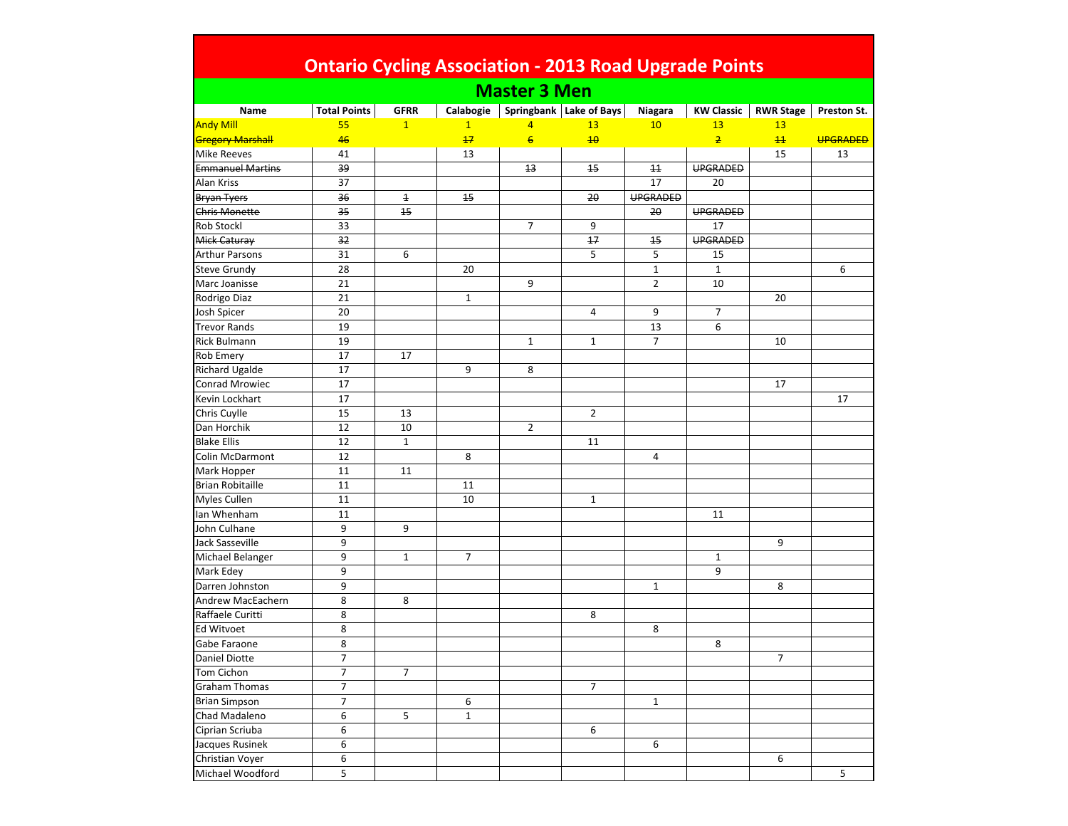# Ontario Cycling Association - 2013 Road Upgrade Points

## Master 3 Men

| Name | Total Points | GFRR | Calabogie | Springbank | Lake of Bays | Niagara | KW Classic | RWR Stage | Preston St. |
|---|---|---|---|---|---|---|---|---|---|
| Andy Mill | 55 | 1 | 1 | 4 | 13 | 10 | 13 | 13 | |
| ~~Gregory Marshall~~ | ~~46~~ | | ~~17~~ | ~~6~~ | ~~10~~ | | ~~2~~ | ~~11~~ | ~~UPGRADED~~ |
| Mike Reeves | 41 | | 13 | | | | | 15 | 13 |
| ~~Emmanuel Martins~~ | ~~39~~ | | | ~~13~~ | ~~15~~ | ~~11~~ | ~~UPGRADED~~ | | |
| Alan Kriss | 37 | | | | | 17 | 20 | | |
| ~~Bryan Tyers~~ | ~~36~~ | ~~1~~ | ~~15~~ | | ~~20~~ | ~~UPGRADED~~ | | | |
| ~~Chris Monette~~ | ~~35~~ | ~~15~~ | | | | ~~20~~ | ~~UPGRADED~~ | | |
| Rob Stockl | 33 | | | 7 | 9 | | 17 | | |
| ~~Mick Caturay~~ | ~~32~~ | | | | ~~17~~ | ~~15~~ | ~~UPGRADED~~ | | |
| Arthur Parsons | 31 | 6 | | | 5 | 5 | 15 | | |
| Steve Grundy | 28 | | 20 | | | 1 | 1 | | 6 |
| Marc Joanisse | 21 | | | 9 | | 2 | 10 | | |
| Rodrigo Diaz | 21 | | 1 | | | | | 20 | |
| Josh Spicer | 20 | | | | 4 | 9 | 7 | | |
| Trevor Rands | 19 | | | | | 13 | 6 | | |
| Rick Bulmann | 19 | | | 1 | 1 | 7 | | 10 | |
| Rob Emery | 17 | 17 | | | | | | | |
| Richard Ugalde | 17 | | 9 | 8 | | | | | |
| Conrad Mrowiec | 17 | | | | | | | 17 | |
| Kevin Lockhart | 17 | | | | | | | | 17 |
| Chris Cuylle | 15 | 13 | | | 2 | | | | |
| Dan Horchik | 12 | 10 | | 2 | | | | | |
| Blake Ellis | 12 | 1 | | | 11 | | | | |
| Colin McDarmont | 12 | | 8 | | | 4 | | | |
| Mark Hopper | 11 | 11 | | | | | | | |
| Brian Robitaille | 11 | | 11 | | | | | | |
| Myles Cullen | 11 | | 10 | | 1 | | | | |
| Ian Whenham | 11 | | | | | | 11 | | |
| John Culhane | 9 | 9 | | | | | | | |
| Jack Sasseville | 9 | | | | | | | 9 | |
| Michael Belanger | 9 | 1 | 7 | | | | 1 | | |
| Mark Edey | 9 | | | | | | 9 | | |
| Darren Johnston | 9 | | | | | 1 | | 8 | |
| Andrew MacEachern | 8 | 8 | | | | | | | |
| Raffaele Curitti | 8 | | | | 8 | | | | |
| Ed Witvoet | 8 | | | | | 8 | | | |
| Gabe Faraone | 8 | | | | | | 8 | | |
| Daniel Diotte | 7 | | | | | | | 7 | |
| Tom Cichon | 7 | 7 | | | | | | | |
| Graham Thomas | 7 | | | | 7 | | | | |
| Brian Simpson | 7 | | 6 | | | 1 | | | |
| Chad Madaleno | 6 | 5 | 1 | | | | | | |
| Ciprian Scriuba | 6 | | | | 6 | | | | |
| Jacques Rusinek | 6 | | | | | 6 | | | |
| Christian Voyer | 6 | | | | | | | 6 | |
| Michael Woodford | 5 | | | | | | | | 5 |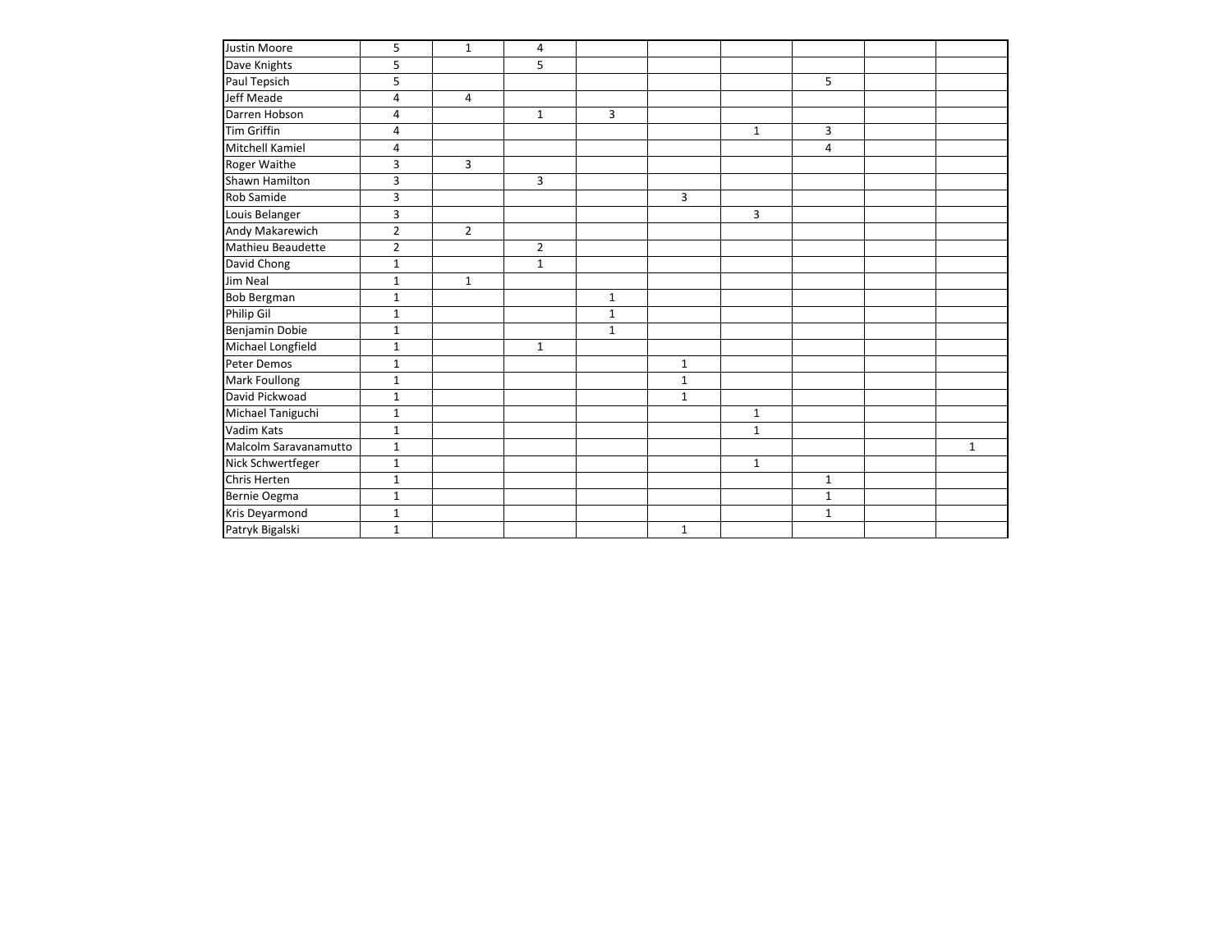| | | | | | | | | | |
|---|---|---|---|---|---|---|---|---|---|
| Justin Moore | 5 | 1 | 4 | | | | | | |
| Dave Knights | 5 | | 5 | | | | | | |
| Paul Tepsich | 5 | | | | | | 5 | | |
| Jeff Meade | 4 | 4 | | | | | | | |
| Darren Hobson | 4 | | 1 | 3 | | | | | |
| Tim Griffin | 4 | | | | | 1 | 3 | | |
| Mitchell Kamiel | 4 | | | | | | 4 | | |
| Roger Waithe | 3 | 3 | | | | | | | |
| Shawn Hamilton | 3 | | 3 | | | | | | |
| Rob Samide | 3 | | | | 3 | | | | |
| Louis Belanger | 3 | | | | | 3 | | | |
| Andy Makarewich | 2 | 2 | | | | | | | |
| Mathieu Beaudette | 2 | | 2 | | | | | | |
| David Chong | 1 | | 1 | | | | | | |
| Jim Neal | 1 | 1 | | | | | | | |
| Bob Bergman | 1 | | | 1 | | | | | |
| Philip Gil | 1 | | | 1 | | | | | |
| Benjamin Dobie | 1 | | | 1 | | | | | |
| Michael Longfield | 1 | | 1 | | | | | | |
| Peter Demos | 1 | | | | 1 | | | | |
| Mark Foullong | 1 | | | | 1 | | | | |
| David Pickwoad | 1 | | | | 1 | | | | |
| Michael Taniguchi | 1 | | | | | 1 | | | |
| Vadim Kats | 1 | | | | | 1 | | | |
| Malcolm Saravanamutto | 1 | | | | | | | | 1 |
| Nick Schwertfeger | 1 | | | | | 1 | | | |
| Chris Herten | 1 | | | | | | 1 | | |
| Bernie Oegma | 1 | | | | | | 1 | | |
| Kris Deyarmond | 1 | | | | | | 1 | | |
| Patryk Bigalski | 1 | | | | 1 | | | | |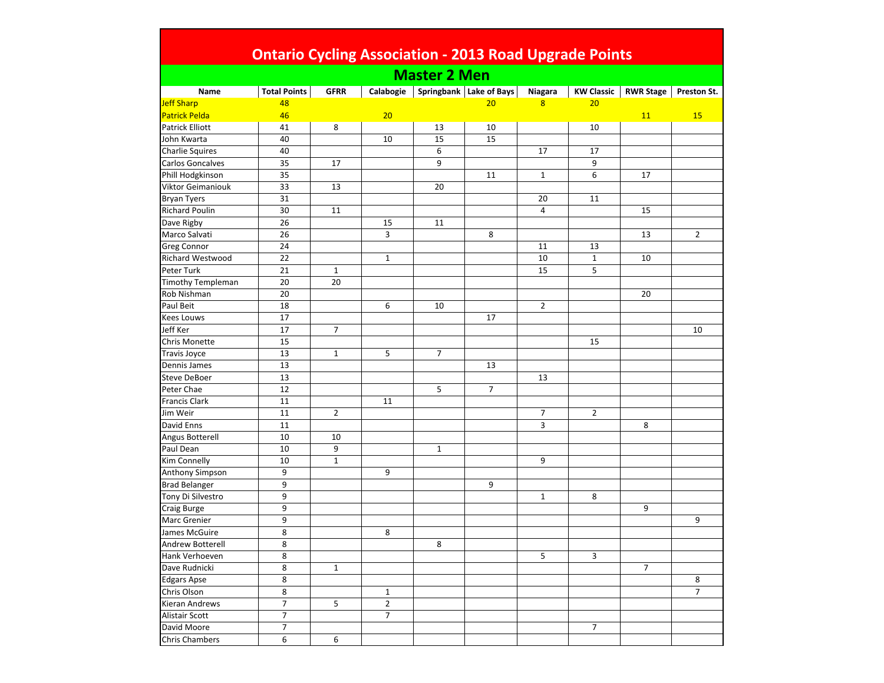# Ontario Cycling Association - 2013 Road Upgrade Points

## Master 2 Men

| Name | Total Points | GFRR | Calabogie | Springbank | Lake of Bays | Niagara | KW Classic | RWR Stage | Preston St. |
|---|---|---|---|---|---|---|---|---|---|
| Jeff Sharp | 48 | | | | 20 | 8 | 20 | | |
| Patrick Pelda | 46 | | 20 | | | | | 11 | 15 |
| Patrick Elliott | 41 | 8 | | 13 | 10 | | 10 | | |
| John Kwarta | 40 | | 10 | 15 | 15 | | | | |
| Charlie Squires | 40 | | | 6 | | 17 | 17 | | |
| Carlos Goncalves | 35 | 17 | | 9 | | | 9 | | |
| Phill Hodgkinson | 35 | | | | 11 | 1 | 6 | 17 | |
| Viktor Geimaniouk | 33 | 13 | | 20 | | | | | |
| Bryan Tyers | 31 | | | | | 20 | 11 | | |
| Richard Poulin | 30 | 11 | | | | 4 | | 15 | |
| Dave Rigby | 26 | | 15 | 11 | | | | | |
| Marco Salvati | 26 | | 3 | | 8 | | | 13 | 2 |
| Greg Connor | 24 | | | | | 11 | 13 | | |
| Richard Westwood | 22 | | 1 | | | 10 | 1 | 10 | |
| Peter Turk | 21 | 1 | | | | 15 | 5 | | |
| Timothy Templeman | 20 | 20 | | | | | | | |
| Rob Nishman | 20 | | | | | | | 20 | |
| Paul Beit | 18 | | 6 | 10 | | 2 | | | |
| Kees Louws | 17 | | | | 17 | | | | |
| Jeff Ker | 17 | 7 | | | | | | | 10 |
| Chris Monette | 15 | | | | | | 15 | | |
| Travis Joyce | 13 | 1 | 5 | 7 | | | | | |
| Dennis James | 13 | | | | 13 | | | | |
| Steve DeBoer | 13 | | | | | 13 | | | |
| Peter Chae | 12 | | | 5 | 7 | | | | |
| Francis Clark | 11 | | 11 | | | | | | |
| Jim Weir | 11 | 2 | | | | 7 | 2 | | |
| David Enns | 11 | | | | | 3 | | 8 | |
| Angus Botterell | 10 | 10 | | | | | | | |
| Paul Dean | 10 | 9 | | 1 | | | | | |
| Kim Connelly | 10 | 1 | | | | 9 | | | |
| Anthony Simpson | 9 | | 9 | | | | | | |
| Brad Belanger | 9 | | | | 9 | | | | |
| Tony Di Silvestro | 9 | | | | | 1 | 8 | | |
| Craig Burge | 9 | | | | | | | 9 | |
| Marc Grenier | 9 | | | | | | | | 9 |
| James McGuire | 8 | | 8 | | | | | | |
| Andrew Botterell | 8 | | | 8 | | | | | |
| Hank Verhoeven | 8 | | | | | 5 | 3 | | |
| Dave Rudnicki | 8 | 1 | | | | | | 7 | |
| Edgars Apse | 8 | | | | | | | | 8 |
| Chris Olson | 8 | | 1 | | | | | | 7 |
| Kieran Andrews | 7 | 5 | 2 | | | | | | |
| Alistair Scott | 7 | | 7 | | | | | | |
| David Moore | 7 | | | | | | 7 | | |
| Chris Chambers | 6 | 6 | | | | | | | |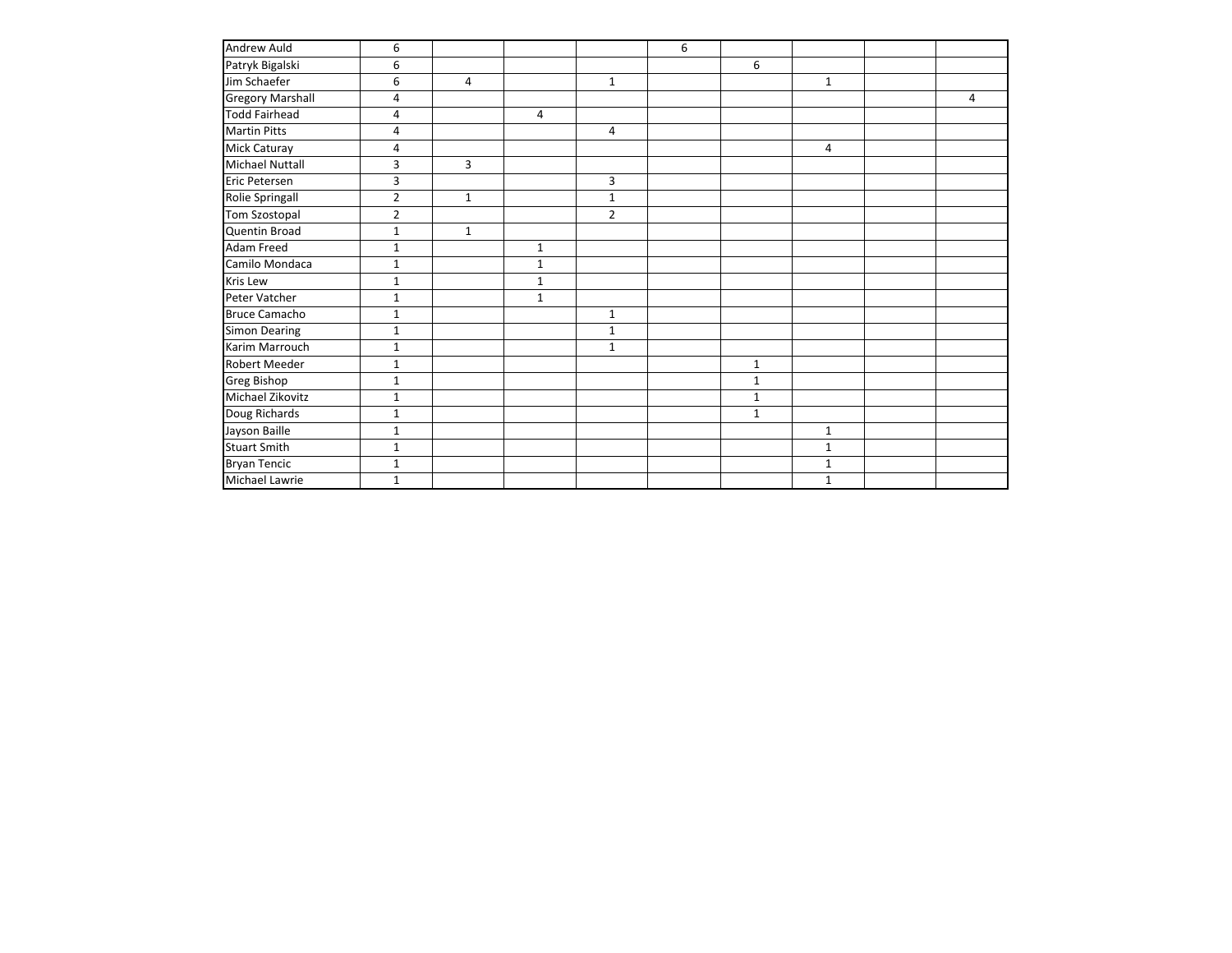| | | | | | | | | | |
|---|---|---|---|---|---|---|---|---|---|
| Andrew Auld | 6 | | | | 6 | | | | |
| Patryk Bigalski | 6 | | | | | 6 | | | |
| Jim Schaefer | 6 | 4 | | 1 | | | 1 | | |
| Gregory Marshall | 4 | | | | | | | | 4 |
| Todd Fairhead | 4 | | 4 | | | | | | |
| Martin Pitts | 4 | | | 4 | | | | | |
| Mick Caturay | 4 | | | | | | 4 | | |
| Michael Nuttall | 3 | 3 | | | | | | | |
| Eric Petersen | 3 | | | 3 | | | | | |
| Rolie Springall | 2 | 1 | | 1 | | | | | |
| Tom Szostopal | 2 | | | 2 | | | | | |
| Quentin Broad | 1 | 1 | | | | | | | |
| Adam Freed | 1 | | 1 | | | | | | |
| Camilo Mondaca | 1 | | 1 | | | | | | |
| Kris Lew | 1 | | 1 | | | | | | |
| Peter Vatcher | 1 | | 1 | | | | | | |
| Bruce Camacho | 1 | | | 1 | | | | | |
| Simon Dearing | 1 | | | 1 | | | | | |
| Karim Marrouch | 1 | | | 1 | | | | | |
| Robert Meeder | 1 | | | | | 1 | | | |
| Greg Bishop | 1 | | | | | 1 | | | |
| Michael Zikovitz | 1 | | | | | 1 | | | |
| Doug Richards | 1 | | | | | 1 | | | |
| Jayson Baille | 1 | | | | | | 1 | | |
| Stuart Smith | 1 | | | | | | 1 | | |
| Bryan Tencic | 1 | | | | | | 1 | | |
| Michael Lawrie | 1 | | | | | | 1 | | |